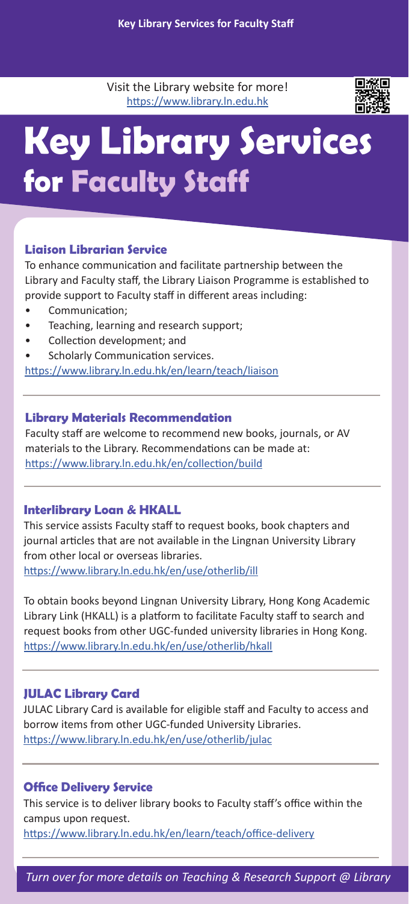Visit the Library website for more!
https://www.library.ln.edu.hk

# Key Library Services for Faculty Staff

### Liaison Librarian Service

To enhance communication and facilitate partnership between the Library and Faculty staff, the Library Liaison Programme is established to provide support to Faculty staff in different areas including:

- Communication;
- Teaching, learning and research support;
- Collection development; and
- Scholarly Communication services.

https://www.library.ln.edu.hk/en/learn/teach/liaison

### Library Materials Recommendation

Faculty staff are welcome to recommend new books, journals, or AV materials to the Library. Recommendations can be made at:
https://www.library.ln.edu.hk/en/collection/build

### Interlibrary Loan & HKALL

This service assists Faculty staff to request books, book chapters and journal articles that are not available in the Lingnan University Library from other local or overseas libraries.
https://www.library.ln.edu.hk/en/use/otherlib/ill

To obtain books beyond Lingnan University Library, Hong Kong Academic Library Link (HKALL) is a platform to facilitate Faculty staff to search and request books from other UGC-funded university libraries in Hong Kong.
https://www.library.ln.edu.hk/en/use/otherlib/hkall

### JULAC Library Card

JULAC Library Card is available for eligible staff and Faculty to access and borrow items from other UGC-funded University Libraries.
https://www.library.ln.edu.hk/en/use/otherlib/julac

### Office Delivery Service

This service is to deliver library books to Faculty staff's office within the campus upon request.
https://www.library.ln.edu.hk/en/learn/teach/office-delivery

*Turn over for more details on Teaching & Research Support @ Library*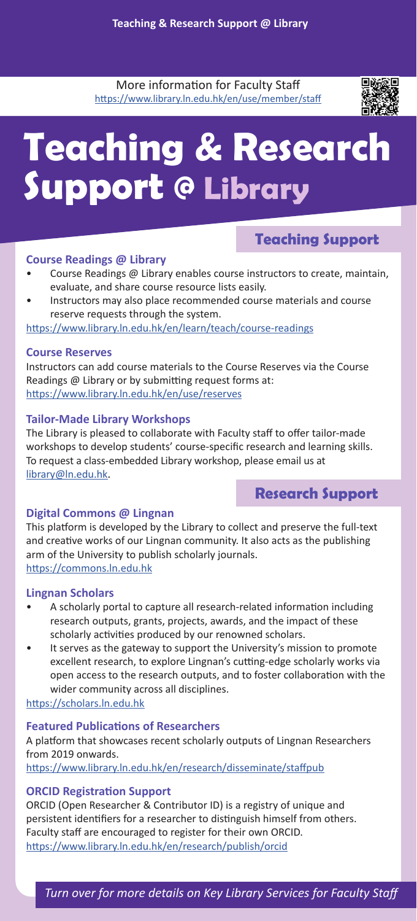More information for Faculty Staff
https://www.library.ln.edu.hk/en/use/member/staff

# Teaching & Research Support @ Library

## Teaching Support

### Course Readings @ Library

- Course Readings @ Library enables course instructors to create, maintain, evaluate, and share course resource lists easily.
- Instructors may also place recommended course materials and course reserve requests through the system.

https://www.library.ln.edu.hk/en/learn/teach/course-readings

### Course Reserves

Instructors can add course materials to the Course Reserves via the Course Readings @ Library or by submitting request forms at:
https://www.library.ln.edu.hk/en/use/reserves

### Tailor-Made Library Workshops

The Library is pleased to collaborate with Faculty staff to offer tailor-made workshops to develop students' course-specific research and learning skills. To request a class-embedded Library workshop, please email us at library@ln.edu.hk.

## Research Support

### Digital Commons @ Lingnan

This platform is developed by the Library to collect and preserve the full-text and creative works of our Lingnan community. It also acts as the publishing arm of the University to publish scholarly journals.
https://commons.ln.edu.hk

### Lingnan Scholars

- A scholarly portal to capture all research-related information including research outputs, grants, projects, awards, and the impact of these scholarly activities produced by our renowned scholars.
- It serves as the gateway to support the University's mission to promote excellent research, to explore Lingnan's cutting-edge scholarly works via open access to the research outputs, and to foster collaboration with the wider community across all disciplines.

https://scholars.ln.edu.hk

### Featured Publications of Researchers

A platform that showcases recent scholarly outputs of Lingnan Researchers from 2019 onwards.
https://www.library.ln.edu.hk/en/research/disseminate/staffpub

### ORCID Registration Support

ORCID (Open Researcher & Contributor ID) is a registry of unique and persistent identifiers for a researcher to distinguish himself from others. Faculty staff are encouraged to register for their own ORCID.
https://www.library.ln.edu.hk/en/research/publish/orcid

*Turn over for more details on Key Library Services for Faculty Staff*